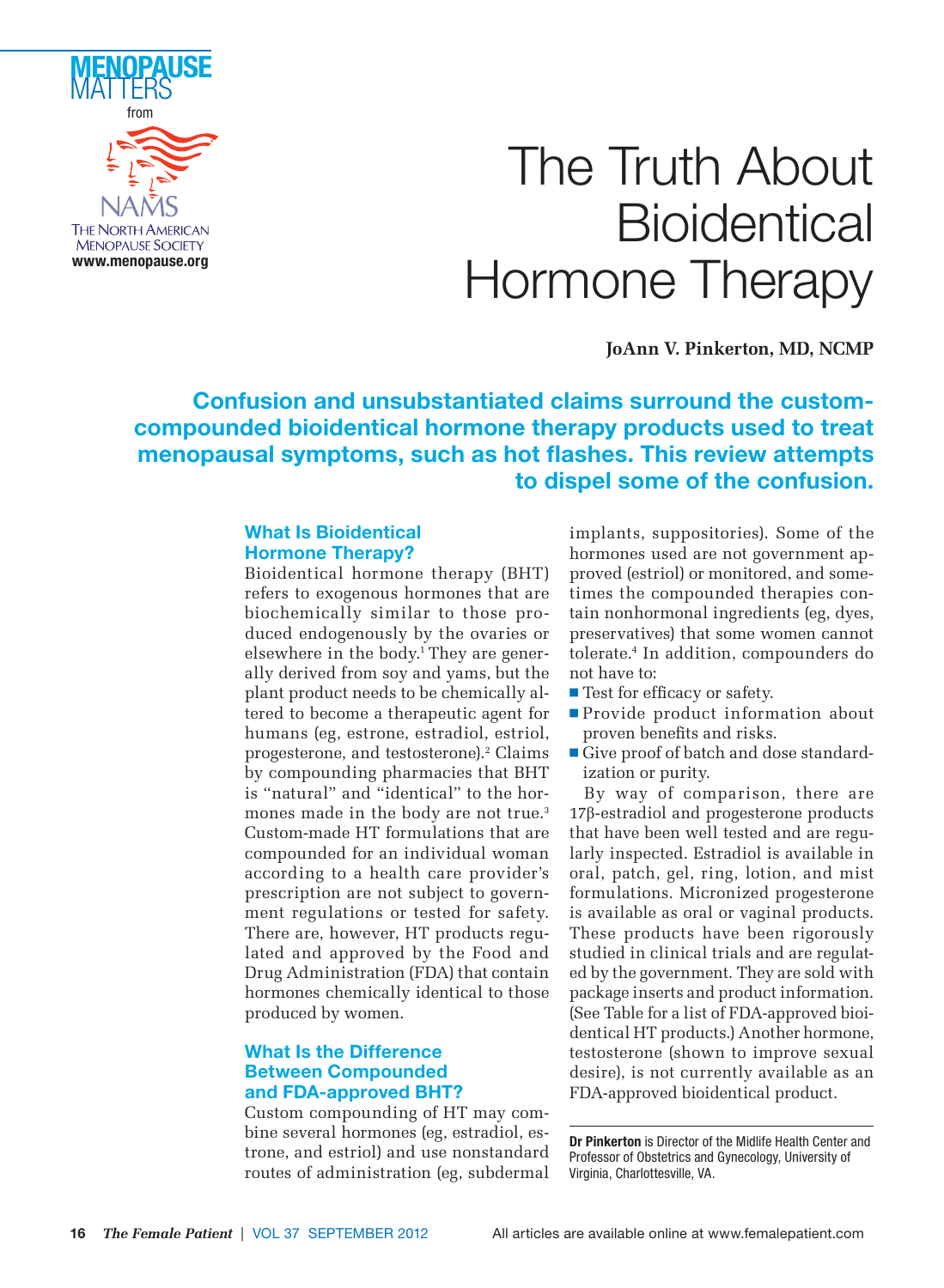MENOPAUSE MATTERS

from

NAMS
THE NORTH AMERICAN MENOPAUSE SOCIETY
www.menopause.org

# The Truth About Bioidentical Hormone Therapy

**JoAnn V. Pinkerton, MD, NCMP**

**Confusion and unsubstantiated claims surround the custom-compounded bioidentical hormone therapy products used to treat menopausal symptoms, such as hot flashes. This review attempts to dispel some of the confusion.**

## What Is Bioidentical Hormone Therapy?

Bioidentical hormone therapy (BHT) refers to exogenous hormones that are biochemically similar to those produced endogenously by the ovaries or elsewhere in the body.[1] They are generally derived from soy and yams, but the plant product needs to be chemically altered to become a therapeutic agent for humans (eg, estrone, estradiol, estriol, progesterone, and testosterone).[2] Claims by compounding pharmacies that BHT is "natural" and "identical" to the hormones made in the body are not true.[3] Custom-made HT formulations that are compounded for an individual woman according to a health care provider's prescription are not subject to government regulations or tested for safety. There are, however, HT products regulated and approved by the Food and Drug Administration (FDA) that contain hormones chemically identical to those produced by women.

## What Is the Difference Between Compounded and FDA-approved BHT?

Custom compounding of HT may combine several hormones (eg, estradiol, estrone, and estriol) and use nonstandard routes of administration (eg, subdermal implants, suppositories). Some of the hormones used are not government approved (estriol) or monitored, and sometimes the compounded therapies contain nonhormonal ingredients (eg, dyes, preservatives) that some women cannot tolerate.[4] In addition, compounders do not have to:

- Test for efficacy or safety.
- Provide product information about proven benefits and risks.
- Give proof of batch and dose standardization or purity.

By way of comparison, there are 17β-estradiol and progesterone products that have been well tested and are regularly inspected. Estradiol is available in oral, patch, gel, ring, lotion, and mist formulations. Micronized progesterone is available as oral or vaginal products. These products have been rigorously studied in clinical trials and are regulated by the government. They are sold with package inserts and product information. (See Table for a list of FDA-approved bioidentical HT products.) Another hormone, testosterone (shown to improve sexual desire), is not currently available as an FDA-approved bioidentical product.

---

**Dr Pinkerton** is Director of the Midlife Health Center and Professor of Obstetrics and Gynecology, University of Virginia, Charlottesville, VA.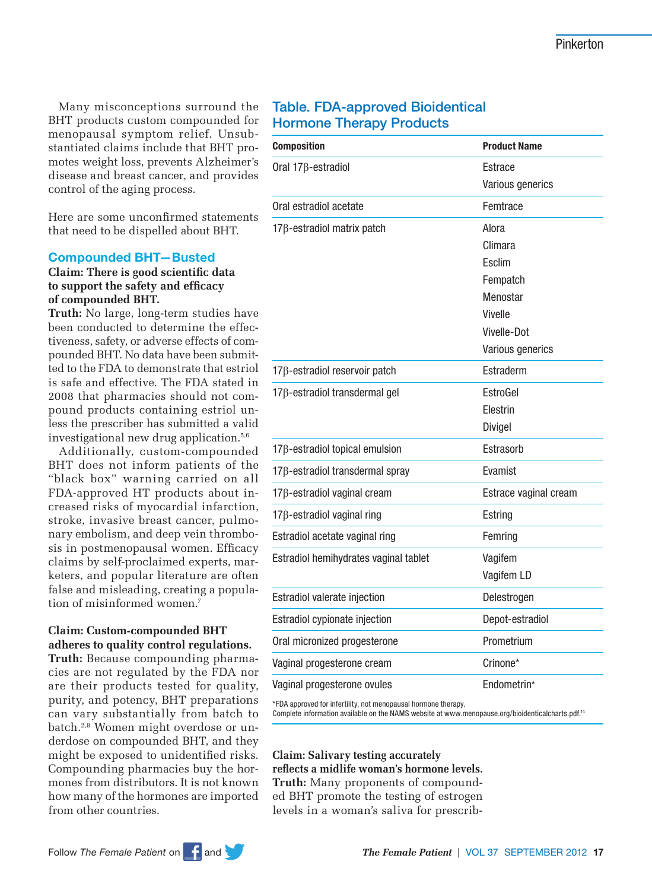Many misconceptions surround the BHT products custom compounded for menopausal symptom relief. Unsubstantiated claims include that BHT promotes weight loss, prevents Alzheimer's disease and breast cancer, and provides control of the aging process.

Here are some unconfirmed statements that need to be dispelled about BHT.

### Compounded BHT—Busted

**Claim: There is good scientific data to support the safety and efficacy of compounded BHT.**
**Truth:** No large, long-term studies have been conducted to determine the effectiveness, safety, or adverse effects of compounded BHT. No data have been submitted to the FDA to demonstrate that estriol is safe and effective. The FDA stated in 2008 that pharmacies should not compound products containing estriol unless the prescriber has submitted a valid investigational new drug application.[5,6]

Additionally, custom-compounded BHT does not inform patients of the "black box" warning carried on all FDA-approved HT products about increased risks of myocardial infarction, stroke, invasive breast cancer, pulmonary embolism, and deep vein thrombosis in postmenopausal women. Efficacy claims by self-proclaimed experts, marketers, and popular literature are often false and misleading, creating a population of misinformed women.[7]

**Claim: Custom-compounded BHT adheres to quality control regulations.**
**Truth:** Because compounding pharmacies are not regulated by the FDA nor are their products tested for quality, purity, and potency, BHT preparations can vary substantially from batch to batch.[2,8] Women might overdose or underdose on compounded BHT, and they might be exposed to unidentified risks. Compounding pharmacies buy the hormones from distributors. It is not known how many of the hormones are imported from other countries.

### Table. FDA-approved Bioidentical Hormone Therapy Products

| Composition | Product Name |
|---|---|
| Oral 17β-estradiol | Estrace<br>Various generics |
| Oral estradiol acetate | Femtrace |
| 17β-estradiol matrix patch | Alora<br>Climara<br>Esclim<br>Fempatch<br>Menostar<br>Vivelle<br>Vivelle-Dot<br>Various generics |
| 17β-estradiol reservoir patch | Estraderm |
| 17β-estradiol transdermal gel | EstroGel<br>Elestrin<br>Divigel |
| 17β-estradiol topical emulsion | Estrasorb |
| 17β-estradiol transdermal spray | Evamist |
| 17β-estradiol vaginal cream | Estrace vaginal cream |
| 17β-estradiol vaginal ring | Estring |
| Estradiol acetate vaginal ring | Femring |
| Estradiol hemihydrates vaginal tablet | Vagifem<br>Vagifem LD |
| Estradiol valerate injection | Delestrogen |
| Estradiol cypionate injection | Depot-estradiol |
| Oral micronized progesterone | Prometrium |
| Vaginal progesterone cream | Crinone* |
| Vaginal progesterone ovules | Endometrin* |

*FDA approved for infertility, not menopausal hormone therapy.
Complete information available on the NAMS website at www.menopause.org/bioidenticalcharts.pdf.[15]

**Claim: Salivary testing accurately reflects a midlife woman's hormone levels.**
**Truth:** Many proponents of compounded BHT promote the testing of estrogen levels in a woman's saliva for prescrib-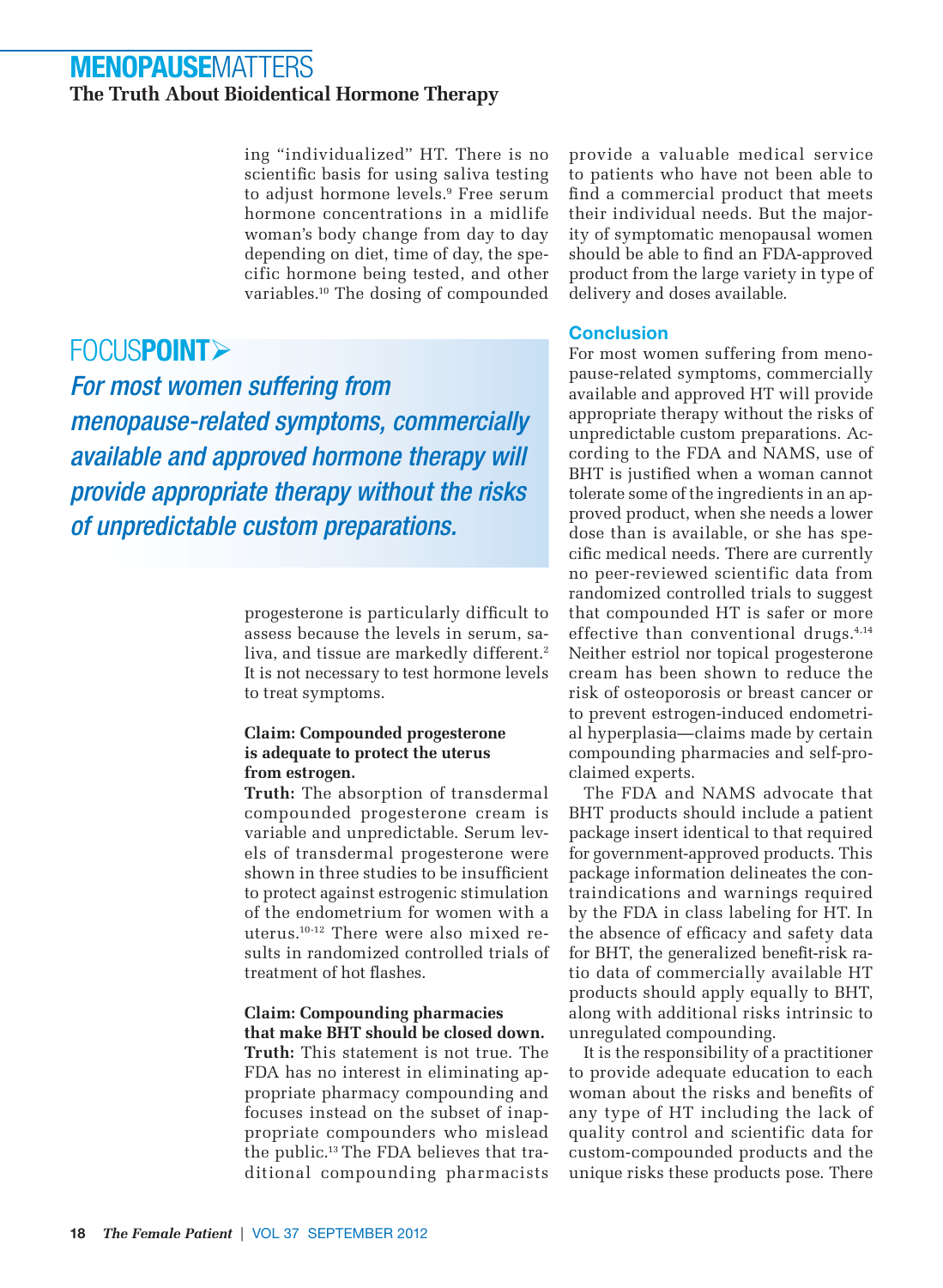ing "individualized" HT. There is no scientific basis for using saliva testing to adjust hormone levels.[9] Free serum hormone concentrations in a midlife woman's body change from day to day depending on diet, time of day, the specific hormone being tested, and other variables.[10] The dosing of compounded progesterone is particularly difficult to assess because the levels in serum, saliva, and tissue are markedly different.[2] It is not necessary to test hormone levels to treat symptoms.

> FOCUS**POINT**
>
> *For most women suffering from menopause-related symptoms, commercially available and approved hormone therapy will provide appropriate therapy without the risks of unpredictable custom preparations.*

**Claim: Compounded progesterone is adequate to protect the uterus from estrogen.**
**Truth:** The absorption of transdermal compounded progesterone cream is variable and unpredictable. Serum levels of transdermal progesterone were shown in three studies to be insufficient to protect against estrogenic stimulation of the endometrium for women with a uterus.[10-12] There were also mixed results in randomized controlled trials of treatment of hot flashes.

**Claim: Compounding pharmacies that make BHT should be closed down.**
**Truth:** This statement is not true. The FDA has no interest in eliminating appropriate pharmacy compounding and focuses instead on the subset of inappropriate compounders who mislead the public.[13] The FDA believes that traditional compounding pharmacists provide a valuable medical service to patients who have not been able to find a commercial product that meets their individual needs. But the majority of symptomatic menopausal women should be able to find an FDA-approved product from the large variety in type of delivery and doses available.

## Conclusion

For most women suffering from menopause-related symptoms, commercially available and approved HT will provide appropriate therapy without the risks of unpredictable custom preparations. According to the FDA and NAMS, use of BHT is justified when a woman cannot tolerate some of the ingredients in an approved product, when she needs a lower dose than is available, or she has specific medical needs. There are currently no peer-reviewed scientific data from randomized controlled trials to suggest that compounded HT is safer or more effective than conventional drugs.[4,14] Neither estriol nor topical progesterone cream has been shown to reduce the risk of osteoporosis or breast cancer or to prevent estrogen-induced endometrial hyperplasia—claims made by certain compounding pharmacies and self-proclaimed experts.

The FDA and NAMS advocate that BHT products should include a patient package insert identical to that required for government-approved products. This package information delineates the contraindications and warnings required by the FDA in class labeling for HT. In the absence of efficacy and safety data for BHT, the generalized benefit-risk ratio data of commercially available HT products should apply equally to BHT, along with additional risks intrinsic to unregulated compounding.

It is the responsibility of a practitioner to provide adequate education to each woman about the risks and benefits of any type of HT including the lack of quality control and scientific data for custom-compounded products and the unique risks these products pose. There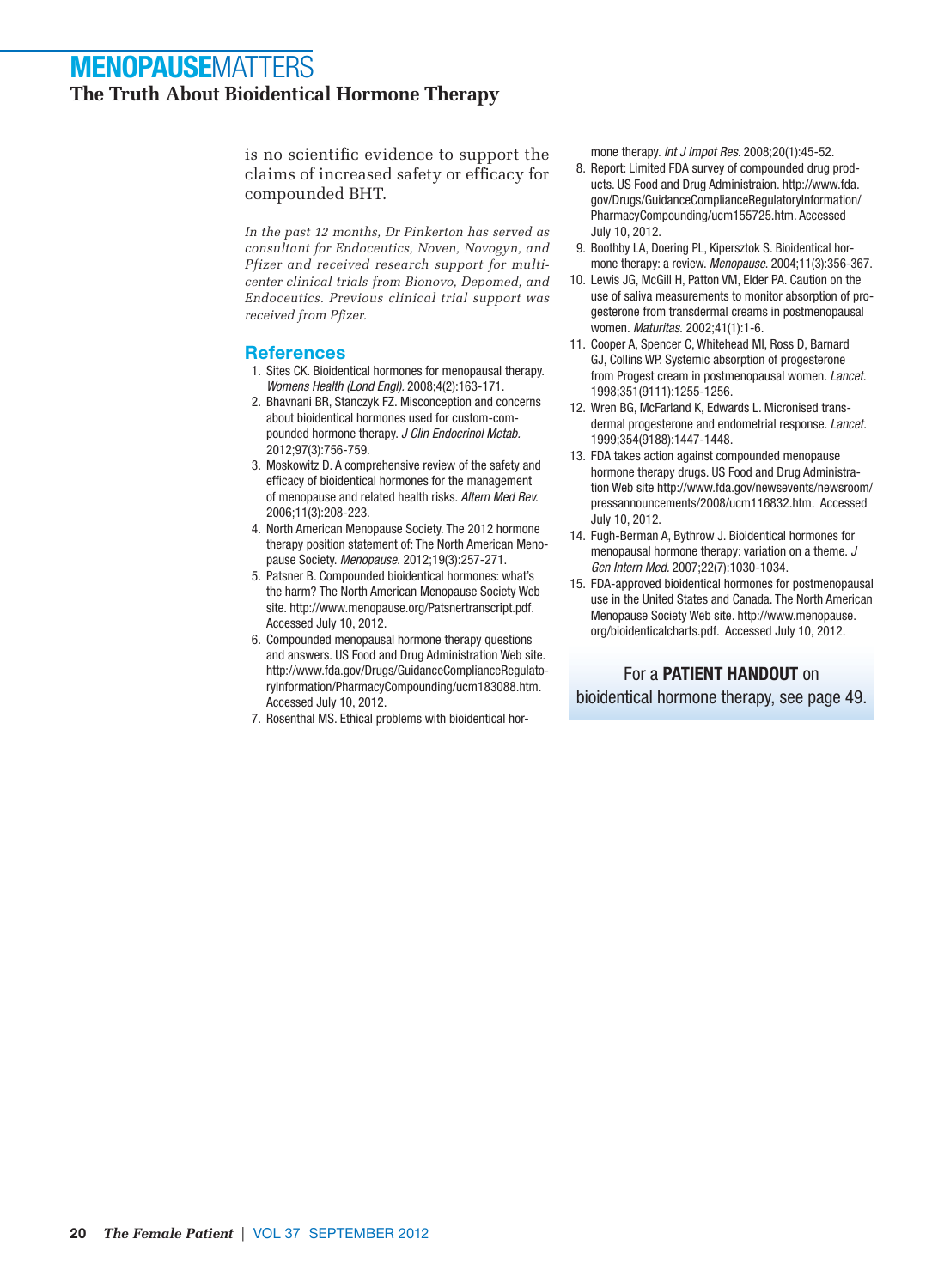is no scientific evidence to support the claims of increased safety or efficacy for compounded BHT.

*In the past 12 months, Dr Pinkerton has served as consultant for Endoceutics, Noven, Novogyn, and Pfizer and received research support for multicenter clinical trials from Bionovo, Depomed, and Endoceutics. Previous clinical trial support was received from Pfizer.*

## References

1. Sites CK. Bioidentical hormones for menopausal therapy. *Womens Health (Lond Engl).* 2008;4(2):163-171.
2. Bhavnani BR, Stanczyk FZ. Misconception and concerns about bioidentical hormones used for custom-compounded hormone therapy. *J Clin Endocrinol Metab.* 2012;97(3):756-759.
3. Moskowitz D. A comprehensive review of the safety and efficacy of bioidentical hormones for the management of menopause and related health risks. *Altern Med Rev.* 2006;11(3):208-223.
4. North American Menopause Society. The 2012 hormone therapy position statement of: The North American Menopause Society. *Menopause.* 2012;19(3):257-271.
5. Patsner B. Compounded bioidentical hormones: what's the harm? The North American Menopause Society Web site. http://www.menopause.org/Patsnertranscript.pdf. Accessed July 10, 2012.
6. Compounded menopausal hormone therapy questions and answers. US Food and Drug Administration Web site. http://www.fda.gov/Drugs/GuidanceComplianceRegulatoryInformation/PharmacyCompounding/ucm183088.htm. Accessed July 10, 2012.
7. Rosenthal MS. Ethical problems with bioidentical hormone therapy. *Int J Impot Res.* 2008;20(1):45-52.
8. Report: Limited FDA survey of compounded drug products. US Food and Drug Administraion. http://www.fda.gov/Drugs/GuidanceComplianceRegulatoryInformation/PharmacyCompounding/ucm155725.htm. Accessed July 10, 2012.
9. Boothby LA, Doering PL, Kipersztok S. Bioidentical hormone therapy: a review. *Menopause.* 2004;11(3):356-367.
10. Lewis JG, McGill H, Patton VM, Elder PA. Caution on the use of saliva measurements to monitor absorption of progesterone from transdermal creams in postmenopausal women. *Maturitas.* 2002;41(1):1-6.
11. Cooper A, Spencer C, Whitehead MI, Ross D, Barnard GJ, Collins WP. Systemic absorption of progesterone from Progest cream in postmenopausal women. *Lancet.* 1998;351(9111):1255-1256.
12. Wren BG, McFarland K, Edwards L. Micronised transdermal progesterone and endometrial response. *Lancet.* 1999;354(9188):1447-1448.
13. FDA takes action against compounded menopause hormone therapy drugs. US Food and Drug Administration Web site http://www.fda.gov/newsevents/newsroom/pressannouncements/2008/ucm116832.htm. Accessed July 10, 2012.
14. Fugh-Berman A, Bythrow J. Bioidentical hormones for menopausal hormone therapy: variation on a theme. *J Gen Intern Med.* 2007;22(7):1030-1034.
15. FDA-approved bioidentical hormones for postmenopausal use in the United States and Canada. The North American Menopause Society Web site. http://www.menopause.org/bioidenticalcharts.pdf. Accessed July 10, 2012.

For a **PATIENT HANDOUT** on bioidentical hormone therapy, see page 49.